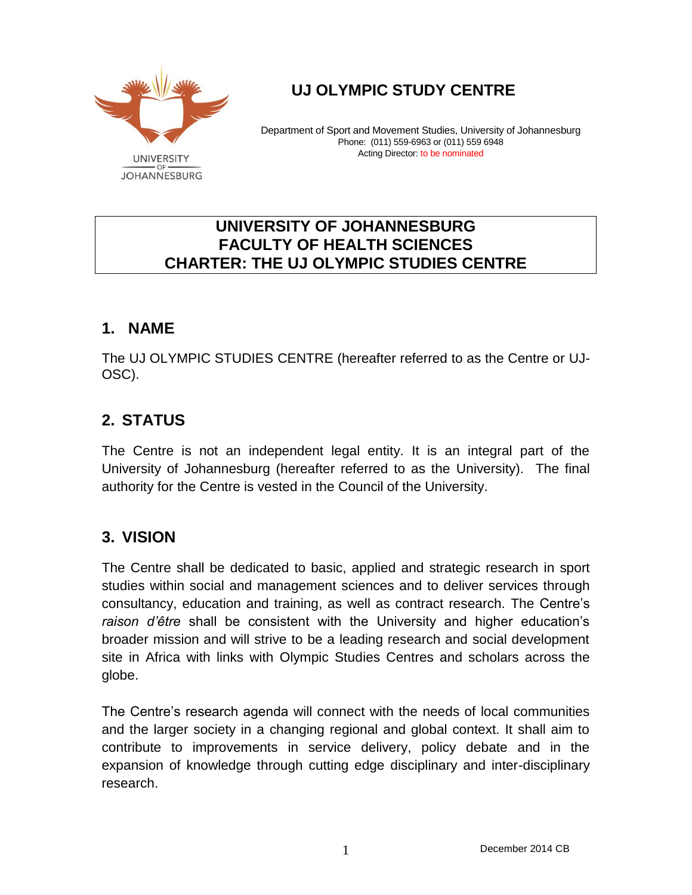# UJ OLYMPIC STUDY CENTRE

Department of Sport and Movement Studies, University of Johannesburg
Phone: (011) 559-6963 or (011) 559 6948
Acting Director: to be nominated

**UNIVERSITY OF JOHANNESBURG**
**FACULTY OF HEALTH SCIENCES**
**CHARTER: THE UJ OLYMPIC STUDIES CENTRE**

## 1. NAME

The UJ OLYMPIC STUDIES CENTRE (hereafter referred to as the Centre or UJ-OSC).

## 2. STATUS

The Centre is not an independent legal entity. It is an integral part of the University of Johannesburg (hereafter referred to as the University). The final authority for the Centre is vested in the Council of the University.

## 3. VISION

The Centre shall be dedicated to basic, applied and strategic research in sport studies within social and management sciences and to deliver services through consultancy, education and training, as well as contract research. The Centre's *raison d'être* shall be consistent with the University and higher education's broader mission and will strive to be a leading research and social development site in Africa with links with Olympic Studies Centres and scholars across the globe.

The Centre's research agenda will connect with the needs of local communities and the larger society in a changing regional and global context. It shall aim to contribute to improvements in service delivery, policy debate and in the expansion of knowledge through cutting edge disciplinary and inter-disciplinary research.

December 2014 CB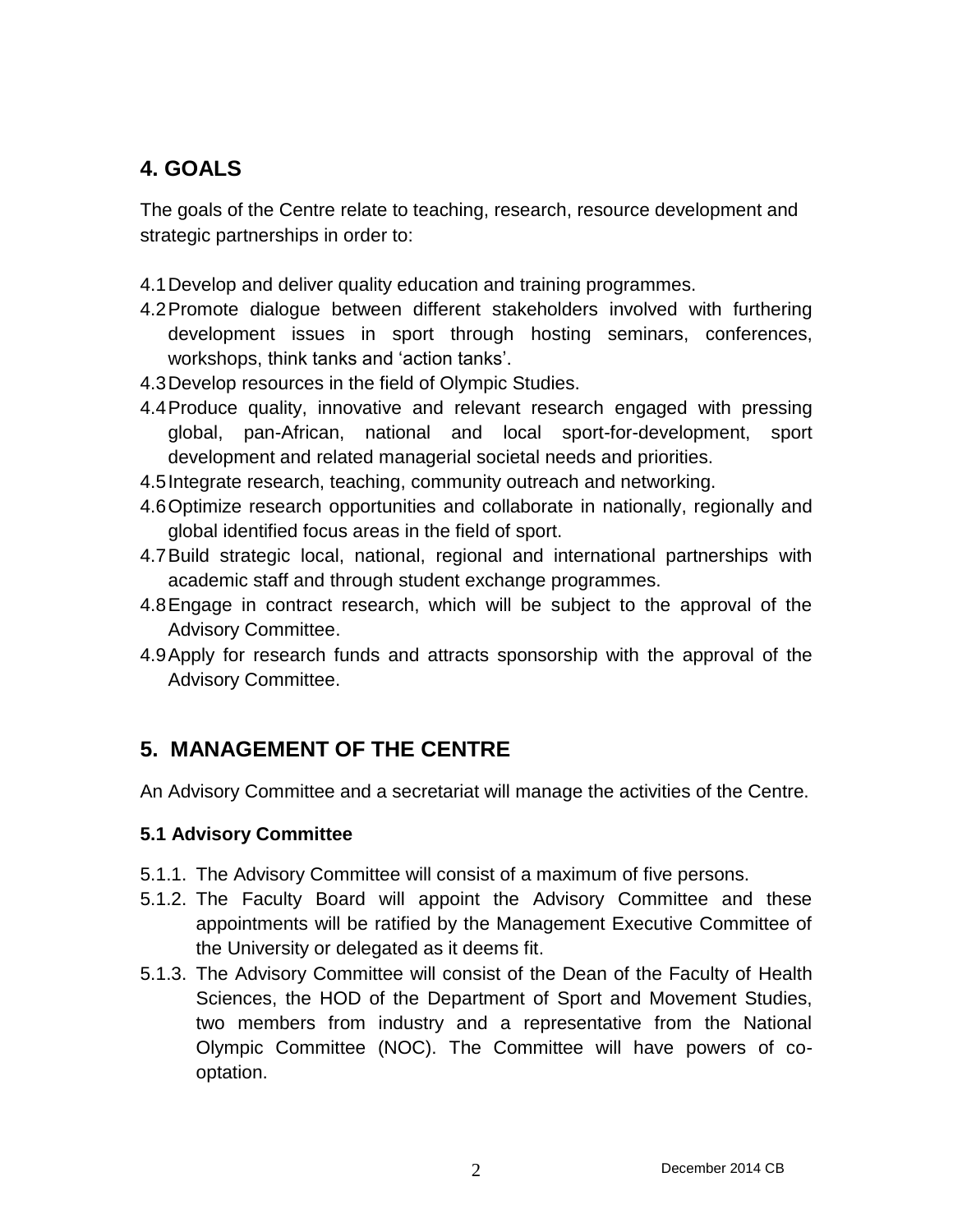## 4. GOALS

The goals of the Centre relate to teaching, research, resource development and strategic partnerships in order to:

4.1 Develop and deliver quality education and training programmes.
4.2 Promote dialogue between different stakeholders involved with furthering development issues in sport through hosting seminars, conferences, workshops, think tanks and 'action tanks'.
4.3 Develop resources in the field of Olympic Studies.
4.4 Produce quality, innovative and relevant research engaged with pressing global, pan-African, national and local sport-for-development, sport development and related managerial societal needs and priorities.
4.5 Integrate research, teaching, community outreach and networking.
4.6 Optimize research opportunities and collaborate in nationally, regionally and global identified focus areas in the field of sport.
4.7 Build strategic local, national, regional and international partnerships with academic staff and through student exchange programmes.
4.8 Engage in contract research, which will be subject to the approval of the Advisory Committee.
4.9 Apply for research funds and attracts sponsorship with the approval of the Advisory Committee.

## 5. MANAGEMENT OF THE CENTRE

An Advisory Committee and a secretariat will manage the activities of the Centre.

### 5.1 Advisory Committee

5.1.1. The Advisory Committee will consist of a maximum of five persons.
5.1.2. The Faculty Board will appoint the Advisory Committee and these appointments will be ratified by the Management Executive Committee of the University or delegated as it deems fit.
5.1.3. The Advisory Committee will consist of the Dean of the Faculty of Health Sciences, the HOD of the Department of Sport and Movement Studies, two members from industry and a representative from the National Olympic Committee (NOC). The Committee will have powers of co-optation.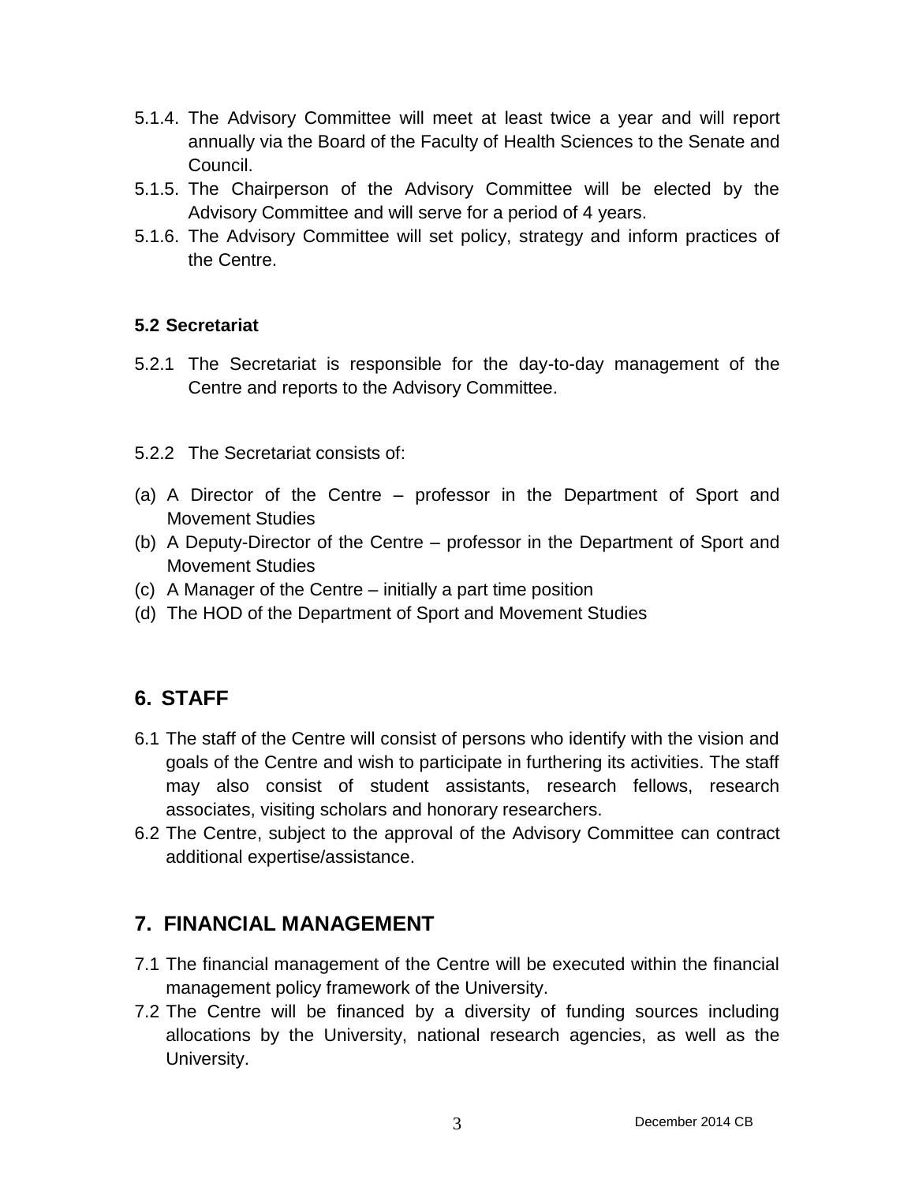5.1.4. The Advisory Committee will meet at least twice a year and will report annually via the Board of the Faculty of Health Sciences to the Senate and Council.

5.1.5. The Chairperson of the Advisory Committee will be elected by the Advisory Committee and will serve for a period of 4 years.

5.1.6. The Advisory Committee will set policy, strategy and inform practices of the Centre.

**5.2 Secretariat**

5.2.1 The Secretariat is responsible for the day-to-day management of the Centre and reports to the Advisory Committee.

5.2.2 The Secretariat consists of:

(a) A Director of the Centre – professor in the Department of Sport and Movement Studies
(b) A Deputy-Director of the Centre – professor in the Department of Sport and Movement Studies
(c) A Manager of the Centre – initially a part time position
(d) The HOD of the Department of Sport and Movement Studies

## 6. STAFF

6.1 The staff of the Centre will consist of persons who identify with the vision and goals of the Centre and wish to participate in furthering its activities. The staff may also consist of student assistants, research fellows, research associates, visiting scholars and honorary researchers.

6.2 The Centre, subject to the approval of the Advisory Committee can contract additional expertise/assistance.

## 7. FINANCIAL MANAGEMENT

7.1 The financial management of the Centre will be executed within the financial management policy framework of the University.

7.2 The Centre will be financed by a diversity of funding sources including allocations by the University, national research agencies, as well as the University.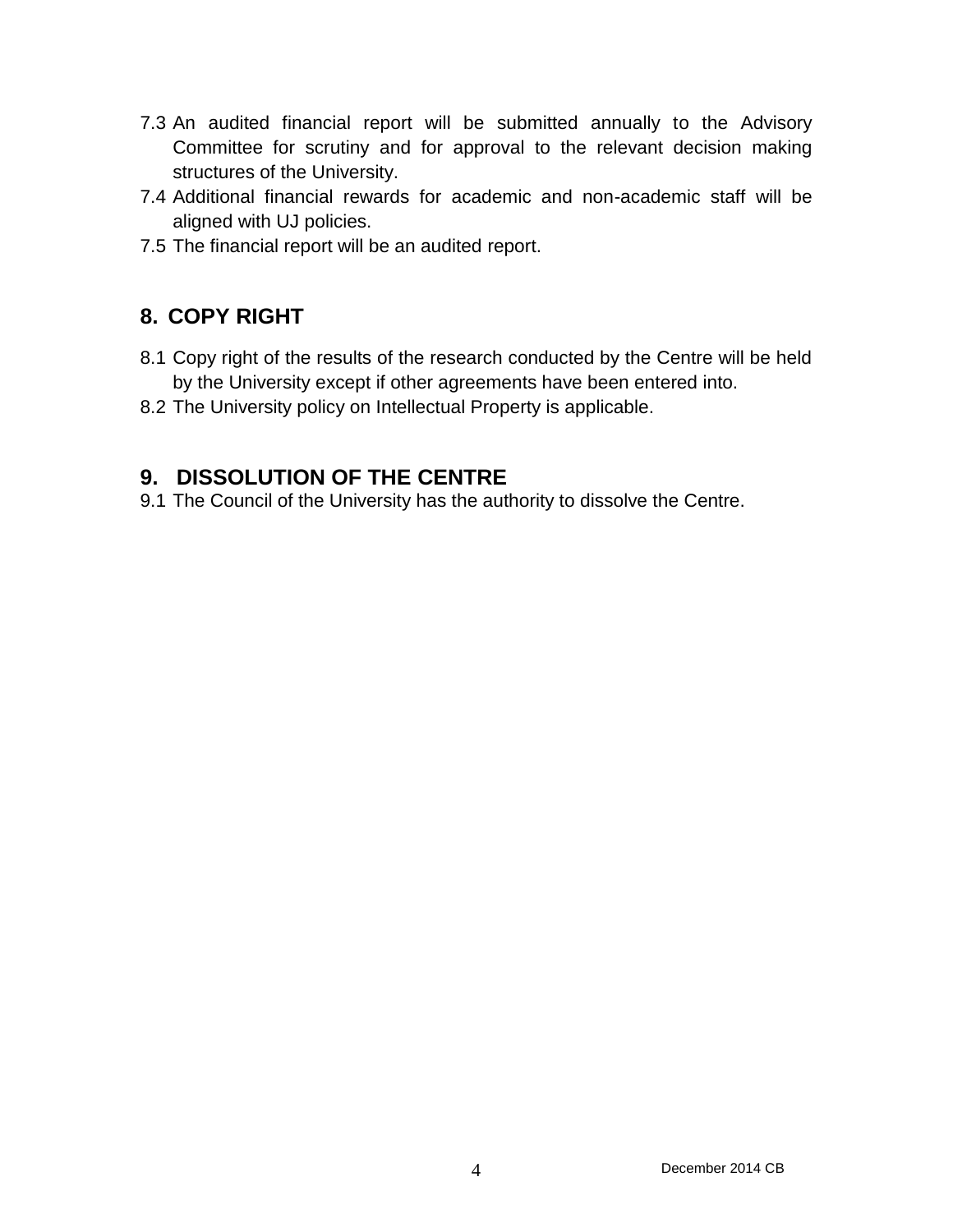7.3 An audited financial report will be submitted annually to the Advisory Committee for scrutiny and for approval to the relevant decision making structures of the University.

7.4 Additional financial rewards for academic and non-academic staff will be aligned with UJ policies.

7.5 The financial report will be an audited report.

## 8. COPY RIGHT

8.1 Copy right of the results of the research conducted by the Centre will be held by the University except if other agreements have been entered into.

8.2 The University policy on Intellectual Property is applicable.

## 9. DISSOLUTION OF THE CENTRE

9.1 The Council of the University has the authority to dissolve the Centre.